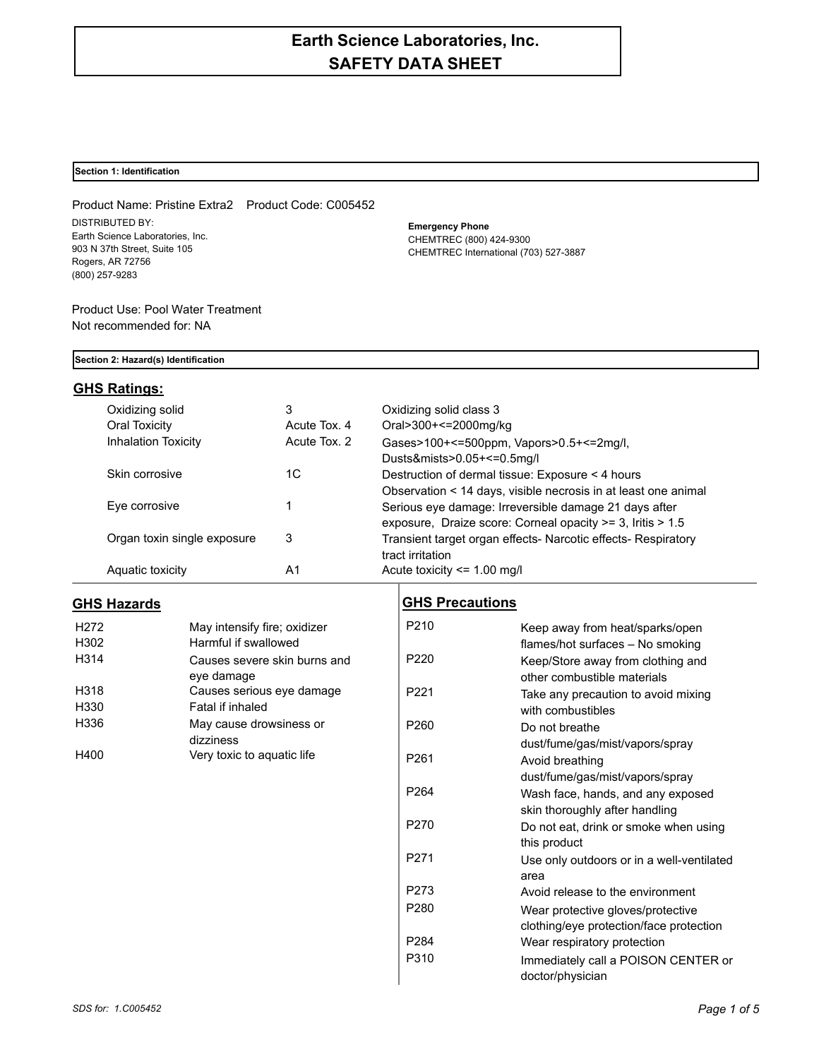# Earth Science Laboratories, Inc.
# SAFETY DATA SHEET

## Section 1: Identification

Product Name: Pristine Extra2    Product Code: C005452

DISTRIBUTED BY:
Earth Science Laboratories, Inc.
903 N 37th Street, Suite 105
Rogers, AR 72756
(800) 257-9283

**Emergency Phone**
CHEMTREC (800) 424-9300
CHEMTREC International (703) 527-3887

Product Use: Pool Water Treatment
Not recommended for: NA

## Section 2: Hazard(s) Identification

### GHS Ratings:

| | | |
|---|---|---|
| Oxidizing solid | 3 | Oxidizing solid class 3 |
| Oral Toxicity | Acute Tox. 4 | Oral>300+<=2000mg/kg |
| Inhalation Toxicity | Acute Tox. 2 | Gases>100+<=500ppm, Vapors>0.5+<=2mg/l, Dusts&mists>0.05+<=0.5mg/l |
| Skin corrosive | 1C | Destruction of dermal tissue: Exposure < 4 hours Observation < 14 days, visible necrosis in at least one animal |
| Eye corrosive | 1 | Serious eye damage: Irreversible damage 21 days after exposure, Draize score: Corneal opacity >= 3, Iritis > 1.5 |
| Organ toxin single exposure | 3 | Transient target organ effects- Narcotic effects- Respiratory tract irritation |
| Aquatic toxicity | A1 | Acute toxicity <= 1.00 mg/l |

### GHS Hazards

| | |
|---|---|
| H272 | May intensify fire; oxidizer |
| H302 | Harmful if swallowed |
| H314 | Causes severe skin burns and eye damage |
| H318 | Causes serious eye damage |
| H330 | Fatal if inhaled |
| H336 | May cause drowsiness or dizziness |
| H400 | Very toxic to aquatic life |

### GHS Precautions

| | |
|---|---|
| P210 | Keep away from heat/sparks/open flames/hot surfaces – No smoking |
| P220 | Keep/Store away from clothing and other combustible materials |
| P221 | Take any precaution to avoid mixing with combustibles |
| P260 | Do not breathe dust/fume/gas/mist/vapors/spray |
| P261 | Avoid breathing dust/fume/gas/mist/vapors/spray |
| P264 | Wash face, hands, and any exposed skin thoroughly after handling |
| P270 | Do not eat, drink or smoke when using this product |
| P271 | Use only outdoors or in a well-ventilated area |
| P273 | Avoid release to the environment |
| P280 | Wear protective gloves/protective clothing/eye protection/face protection |
| P284 | Wear respiratory protection |
| P310 | Immediately call a POISON CENTER or doctor/physician |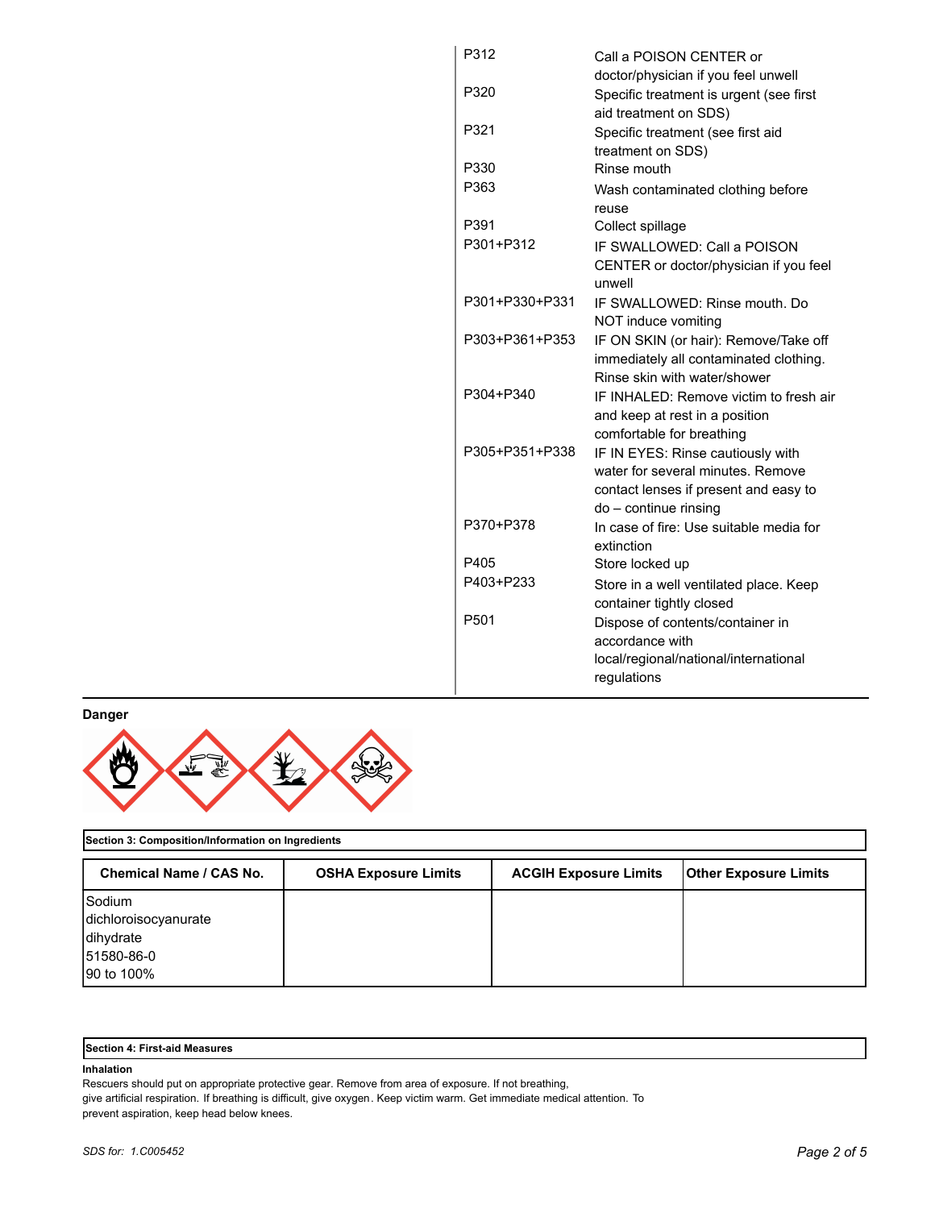| | |
|---|---|
| P312 | Call a POISON CENTER or doctor/physician if you feel unwell |
| P320 | Specific treatment is urgent (see first aid treatment on SDS) |
| P321 | Specific treatment (see first aid treatment on SDS) |
| P330 | Rinse mouth |
| P363 | Wash contaminated clothing before reuse |
| P391 | Collect spillage |
| P301+P312 | IF SWALLOWED: Call a POISON CENTER or doctor/physician if you feel unwell |
| P301+P330+P331 | IF SWALLOWED: Rinse mouth. Do NOT induce vomiting |
| P303+P361+P353 | IF ON SKIN (or hair): Remove/Take off immediately all contaminated clothing. Rinse skin with water/shower |
| P304+P340 | IF INHALED: Remove victim to fresh air and keep at rest in a position comfortable for breathing |
| P305+P351+P338 | IF IN EYES: Rinse cautiously with water for several minutes. Remove contact lenses if present and easy to do – continue rinsing |
| P370+P378 | In case of fire: Use suitable media for extinction |
| P405 | Store locked up |
| P403+P233 | Store in a well ventilated place. Keep container tightly closed |
| P501 | Dispose of contents/container in accordance with local/regional/national/international regulations |

**Danger**

## Section 3: Composition/Information on Ingredients

| Chemical Name / CAS No. | OSHA Exposure Limits | ACGIH Exposure Limits | Other Exposure Limits |
|---|---|---|---|
| Sodium dichloroisocyanurate dihydrate<br>51580-86-0<br>90 to 100% | | | |

## Section 4: First-aid Measures

**Inhalation**

Rescuers should put on appropriate protective gear. Remove from area of exposure. If not breathing, give artificial respiration. If breathing is difficult, give oxygen. Keep victim warm. Get immediate medical attention. To prevent aspiration, keep head below knees.

*SDS for: 1.C005452*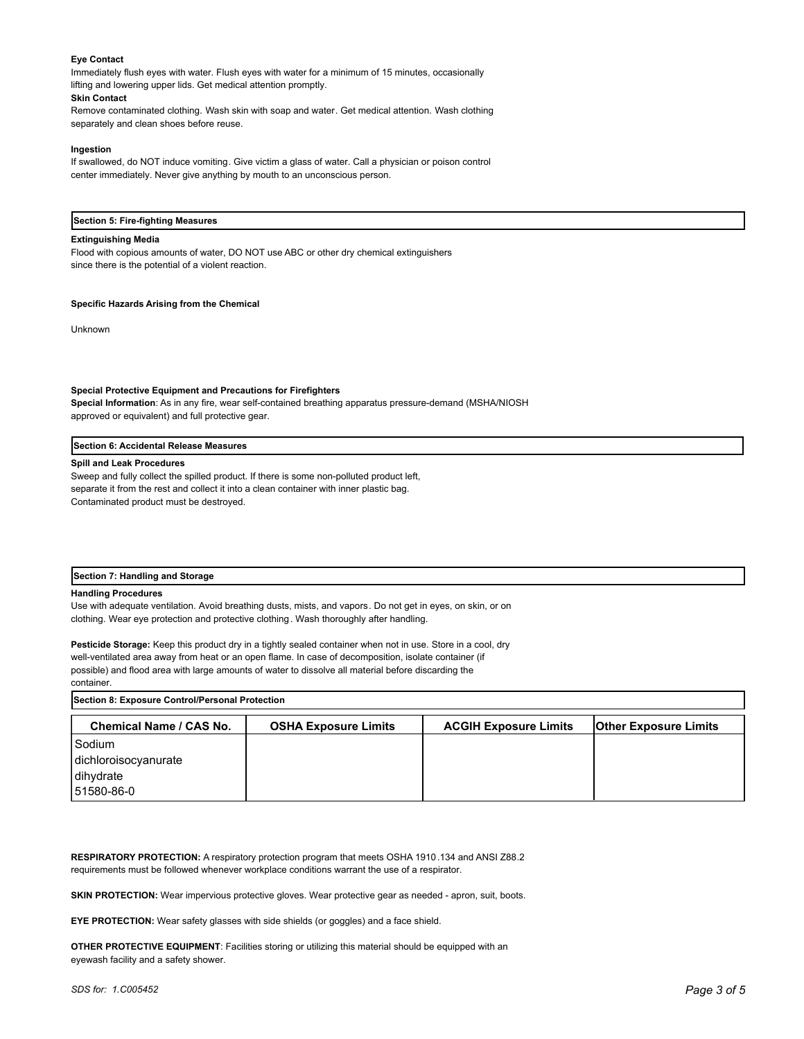**Eye Contact**

Immediately flush eyes with water. Flush eyes with water for a minimum of 15 minutes, occasionally lifting and lowering upper lids. Get medical attention promptly.

**Skin Contact**

Remove contaminated clothing. Wash skin with soap and water. Get medical attention. Wash clothing separately and clean shoes before reuse.

**Ingestion**

If swallowed, do NOT induce vomiting. Give victim a glass of water. Call a physician or poison control center immediately. Never give anything by mouth to an unconscious person.

## Section 5: Fire-fighting Measures

**Extinguishing Media**

Flood with copious amounts of water, DO NOT use ABC or other dry chemical extinguishers since there is the potential of a violent reaction.

**Specific Hazards Arising from the Chemical**

Unknown

**Special Protective Equipment and Precautions for Firefighters**

**Special Information**: As in any fire, wear self-contained breathing apparatus pressure-demand (MSHA/NIOSH approved or equivalent) and full protective gear.

## Section 6: Accidental Release Measures

**Spill and Leak Procedures**

Sweep and fully collect the spilled product. If there is some non-polluted product left, separate it from the rest and collect it into a clean container with inner plastic bag. Contaminated product must be destroyed.

## Section 7: Handling and Storage

**Handling Procedures**

Use with adequate ventilation. Avoid breathing dusts, mists, and vapors. Do not get in eyes, on skin, or on clothing. Wear eye protection and protective clothing. Wash thoroughly after handling.

**Pesticide Storage:** Keep this product dry in a tightly sealed container when not in use. Store in a cool, dry well-ventilated area away from heat or an open flame. In case of decomposition, isolate container (if possible) and flood area with large amounts of water to dissolve all material before discarding the container.

## Section 8: Exposure Control/Personal Protection

| Chemical Name / CAS No. | OSHA Exposure Limits | ACGIH Exposure Limits | Other Exposure Limits |
| --- | --- | --- | --- |
| Sodium dichloroisocyanurate dihydrate 51580-86-0 | | | |

**RESPIRATORY PROTECTION:** A respiratory protection program that meets OSHA 1910.134 and ANSI Z88.2 requirements must be followed whenever workplace conditions warrant the use of a respirator.

**SKIN PROTECTION:** Wear impervious protective gloves. Wear protective gear as needed - apron, suit, boots.

**EYE PROTECTION:** Wear safety glasses with side shields (or goggles) and a face shield.

**OTHER PROTECTIVE EQUIPMENT**: Facilities storing or utilizing this material should be equipped with an eyewash facility and a safety shower.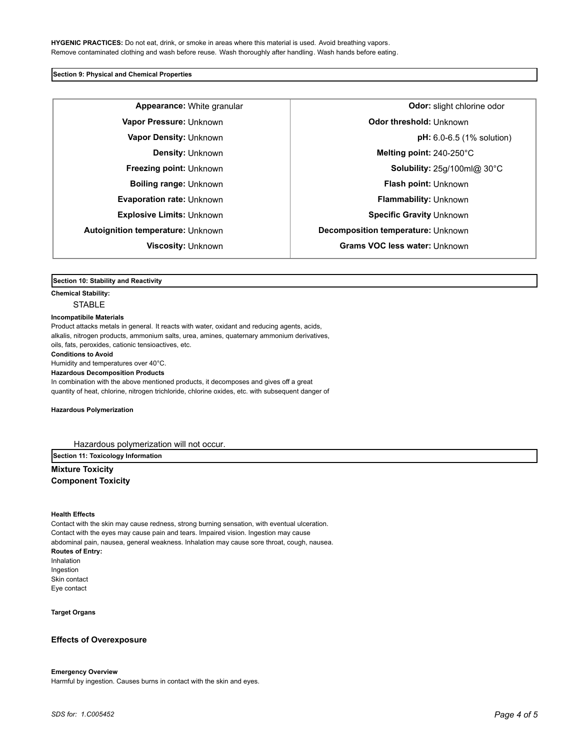**HYGENIC PRACTICES:** Do not eat, drink, or smoke in areas where this material is used. Avoid breathing vapors. Remove contaminated clothing and wash before reuse. Wash thoroughly after handling. Wash hands before eating.

## Section 9: Physical and Chemical Properties

| | |
|---|---|
| **Appearance:** White granular | **Odor:** slight chlorine odor |
| **Vapor Pressure:** Unknown | **Odor threshold:** Unknown |
| **Vapor Density:** Unknown | **pH:** 6.0-6.5 (1% solution) |
| **Density:** Unknown | **Melting point:** 240-250°C |
| **Freezing point:** Unknown | **Solubility:** 25g/100ml@ 30°C |
| **Boiling range:** Unknown | **Flash point:** Unknown |
| **Evaporation rate:** Unknown | **Flammability:** Unknown |
| **Explosive Limits:** Unknown | **Specific Gravity** Unknown |
| **Autoignition temperature:** Unknown | **Decomposition temperature:** Unknown |
| **Viscosity:** Unknown | **Grams VOC less water:** Unknown |

## Section 10: Stability and Reactivity

**Chemical Stability:**

STABLE

**Incompatibile Materials**

Product attacks metals in general. It reacts with water, oxidant and reducing agents, acids, alkalis, nitrogen products, ammonium salts, urea, amines, quaternary ammonium derivatives, oils, fats, peroxides, cationic tensioactives, etc.

**Conditions to Avoid**

Humidity and temperatures over 40°C.

**Hazardous Decomposition Products**

In combination with the above mentioned products, it decomposes and gives off a great quantity of heat, chlorine, nitrogen trichloride, chlorine oxides, etc. with subsequent danger of

**Hazardous Polymerization**

Hazardous polymerization will not occur.

## Section 11: Toxicology Information

**Mixture Toxicity**

**Component Toxicity**

**Health Effects**

Contact with the skin may cause redness, strong burning sensation, with eventual ulceration. Contact with the eyes may cause pain and tears. Impaired vision. Ingestion may cause abdominal pain, nausea, general weakness. Inhalation may cause sore throat, cough, nausea.

**Routes of Entry:**

Inhalation
Ingestion
Skin contact
Eye contact

**Target Organs**

**Effects of Overexposure**

**Emergency Overview**

Harmful by ingestion. Causes burns in contact with the skin and eyes.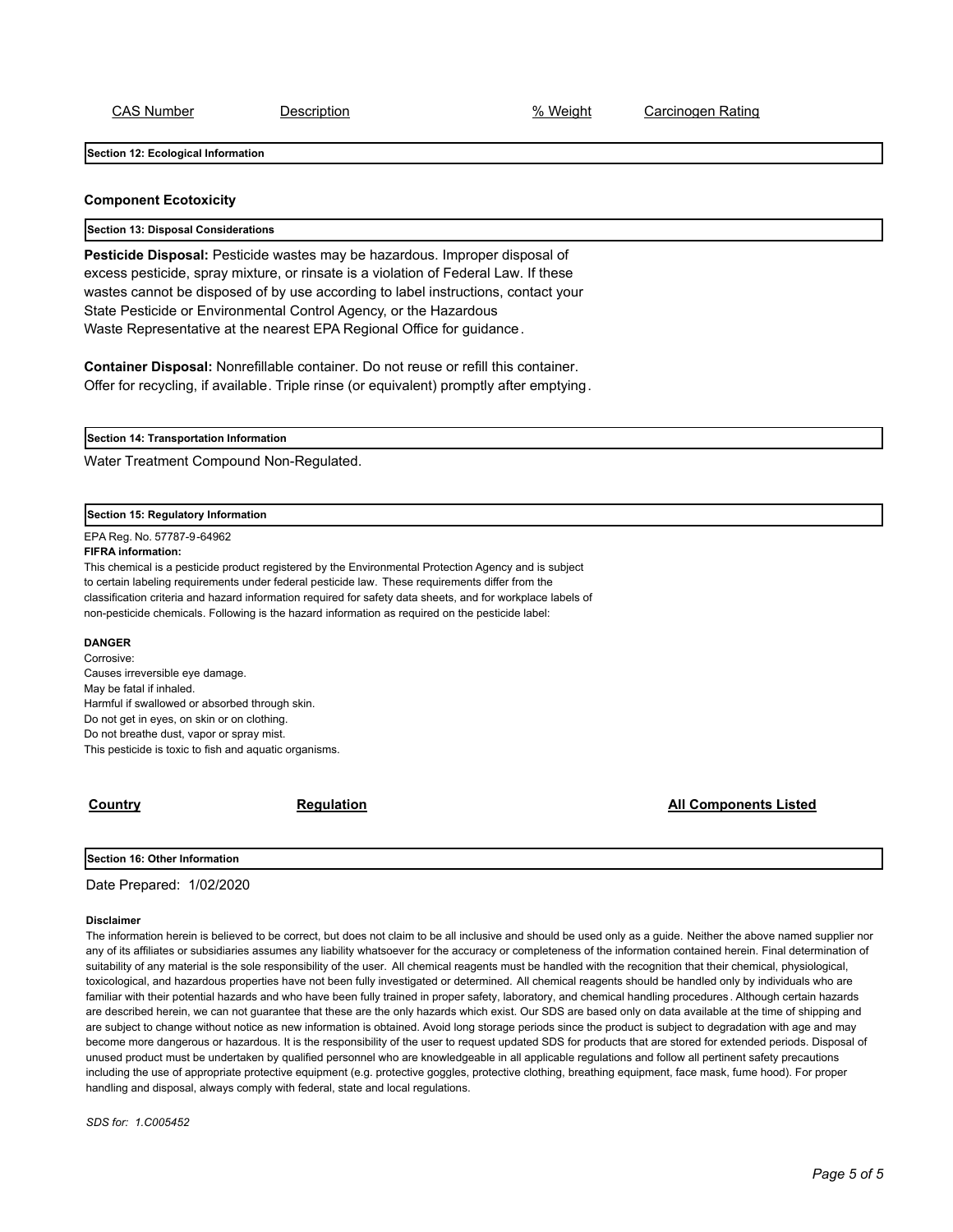| CAS Number | Description | % Weight | Carcinogen Rating |
| --- | --- | --- | --- |

## Section 12: Ecological Information

### Component Ecotoxicity

## Section 13: Disposal Considerations

**Pesticide Disposal:** Pesticide wastes may be hazardous. Improper disposal of excess pesticide, spray mixture, or rinsate is a violation of Federal Law. If these wastes cannot be disposed of by use according to label instructions, contact your State Pesticide or Environmental Control Agency, or the Hazardous Waste Representative at the nearest EPA Regional Office for guidance.

**Container Disposal:** Nonrefillable container. Do not reuse or refill this container. Offer for recycling, if available. Triple rinse (or equivalent) promptly after emptying.

## Section 14: Transportation Information

Water Treatment Compound Non-Regulated.

## Section 15: Regulatory Information

EPA Reg. No. 57787-9-64962

**FIFRA information:**

This chemical is a pesticide product registered by the Environmental Protection Agency and is subject to certain labeling requirements under federal pesticide law. These requirements differ from the classification criteria and hazard information required for safety data sheets, and for workplace labels of non-pesticide chemicals. Following is the hazard information as required on the pesticide label:

**DANGER**

Corrosive:
Causes irreversible eye damage.
May be fatal if inhaled.
Harmful if swallowed or absorbed through skin.
Do not get in eyes, on skin or on clothing.
Do not breathe dust, vapor or spray mist.
This pesticide is toxic to fish and aquatic organisms.

| Country | Regulation | All Components Listed |
| --- | --- | --- |

## Section 16: Other Information

Date Prepared: 1/02/2020

**Disclaimer**

The information herein is believed to be correct, but does not claim to be all inclusive and should be used only as a guide. Neither the above named supplier nor any of its affiliates or subsidiaries assumes any liability whatsoever for the accuracy or completeness of the information contained herein. Final determination of suitability of any material is the sole responsibility of the user. All chemical reagents must be handled with the recognition that their chemical, physiological, toxicological, and hazardous properties have not been fully investigated or determined. All chemical reagents should be handled only by individuals who are familiar with their potential hazards and who have been fully trained in proper safety, laboratory, and chemical handling procedures. Although certain hazards are described herein, we can not guarantee that these are the only hazards which exist. Our SDS are based only on data available at the time of shipping and are subject to change without notice as new information is obtained. Avoid long storage periods since the product is subject to degradation with age and may become more dangerous or hazardous. It is the responsibility of the user to request updated SDS for products that are stored for extended periods. Disposal of unused product must be undertaken by qualified personnel who are knowledgeable in all applicable regulations and follow all pertinent safety precautions including the use of appropriate protective equipment (e.g. protective goggles, protective clothing, breathing equipment, face mask, fume hood). For proper handling and disposal, always comply with federal, state and local regulations.

*SDS for: 1.C005452*